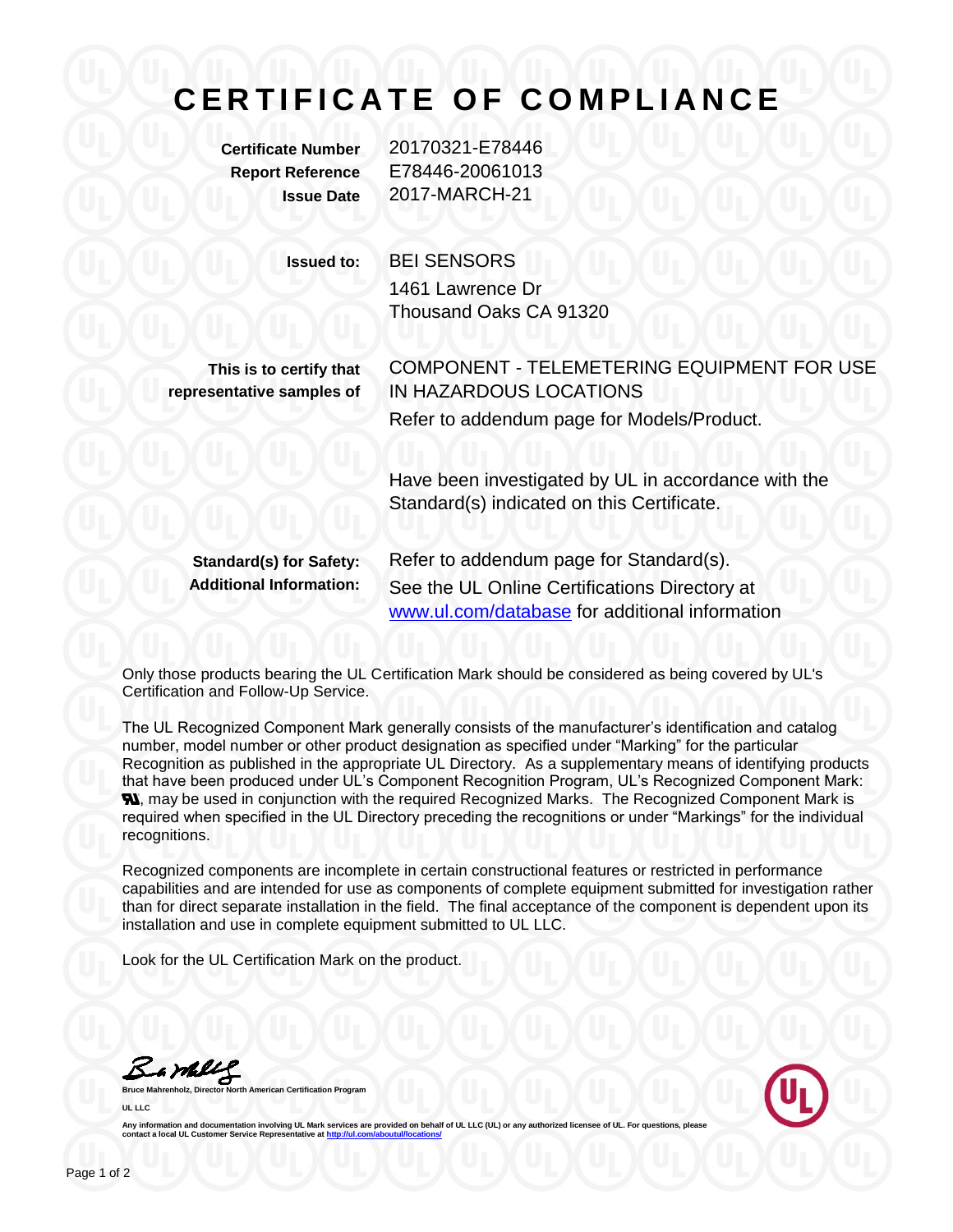# CERTIFICATE OF COMPLIANCE

**Certificate Number** 20170321-E78446
**Report Reference** E78446-20061013
**Issue Date** 2017-MARCH-21

**Issued to:** BEI SENSORS
1461 Lawrence Dr
Thousand Oaks CA 91320

**This is to certify that representative samples of** COMPONENT - TELEMETERING EQUIPMENT FOR USE IN HAZARDOUS LOCATIONS
Refer to addendum page for Models/Product.

Have been investigated by UL in accordance with the Standard(s) indicated on this Certificate.

**Standard(s) for Safety:** Refer to addendum page for Standard(s).
**Additional Information:** See the UL Online Certifications Directory at www.ul.com/database for additional information

Only those products bearing the UL Certification Mark should be considered as being covered by UL's Certification and Follow-Up Service.

The UL Recognized Component Mark generally consists of the manufacturer's identification and catalog number, model number or other product designation as specified under "Marking" for the particular Recognition as published in the appropriate UL Directory. As a supplementary means of identifying products that have been produced under UL's Component Recognition Program, UL's Recognized Component Mark: ᴙᵁ, may be used in conjunction with the required Recognized Marks. The Recognized Component Mark is required when specified in the UL Directory preceding the recognitions or under "Markings" for the individual recognitions.

Recognized components are incomplete in certain constructional features or restricted in performance capabilities and are intended for use as components of complete equipment submitted for investigation rather than for direct separate installation in the field. The final acceptance of the component is dependent upon its installation and use in complete equipment submitted to UL LLC.

Look for the UL Certification Mark on the product.

**Bruce Mahrenholz, Director North American Certification Program**
**UL LLC**

**Any information and documentation involving UL Mark services are provided on behalf of UL LLC (UL) or any authorized licensee of UL. For questions, please contact a local UL Customer Service Representative at http://ul.com/aboutul/locations/**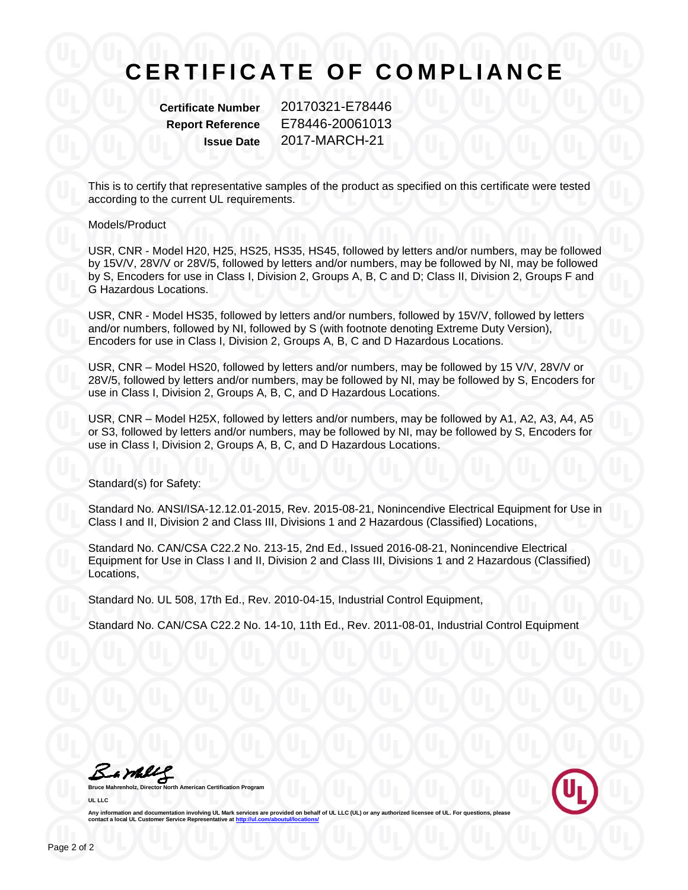# CERTIFICATE OF COMPLIANCE

**Certificate Number** 20170321-E78446
**Report Reference** E78446-20061013
**Issue Date** 2017-MARCH-21

This is to certify that representative samples of the product as specified on this certificate were tested according to the current UL requirements.

Models/Product

USR, CNR - Model H20, H25, HS25, HS35, HS45, followed by letters and/or numbers, may be followed by 15V/V, 28V/V or 28V/5, followed by letters and/or numbers, may be followed by NI, may be followed by S, Encoders for use in Class I, Division 2, Groups A, B, C and D; Class II, Division 2, Groups F and G Hazardous Locations.

USR, CNR - Model HS35, followed by letters and/or numbers, followed by 15V/V, followed by letters and/or numbers, followed by NI, followed by S (with footnote denoting Extreme Duty Version), Encoders for use in Class I, Division 2, Groups A, B, C and D Hazardous Locations.

USR, CNR – Model HS20, followed by letters and/or numbers, may be followed by 15 V/V, 28V/V or 28V/5, followed by letters and/or numbers, may be followed by NI, may be followed by S, Encoders for use in Class I, Division 2, Groups A, B, C, and D Hazardous Locations.

USR, CNR – Model H25X, followed by letters and/or numbers, may be followed by A1, A2, A3, A4, A5 or S3, followed by letters and/or numbers, may be followed by NI, may be followed by S, Encoders for use in Class I, Division 2, Groups A, B, C, and D Hazardous Locations.

Standard(s) for Safety:

Standard No. ANSI/ISA-12.12.01-2015, Rev. 2015-08-21, Nonincendive Electrical Equipment for Use in Class I and II, Division 2 and Class III, Divisions 1 and 2 Hazardous (Classified) Locations,

Standard No. CAN/CSA C22.2 No. 213-15, 2nd Ed., Issued 2016-08-21, Nonincendive Electrical Equipment for Use in Class I and II, Division 2 and Class III, Divisions 1 and 2 Hazardous (Classified) Locations,

Standard No. UL 508, 17th Ed., Rev. 2010-04-15, Industrial Control Equipment,

Standard No. CAN/CSA C22.2 No. 14-10, 11th Ed., Rev. 2011-08-01, Industrial Control Equipment

**Bruce Mahrenholz, Director North American Certification Program**

**UL LLC**

**Any information and documentation involving UL Mark services are provided on behalf of UL LLC (UL) or any authorized licensee of UL. For questions, please contact a local UL Customer Service Representative at http://ul.com/aboutul/locations/**